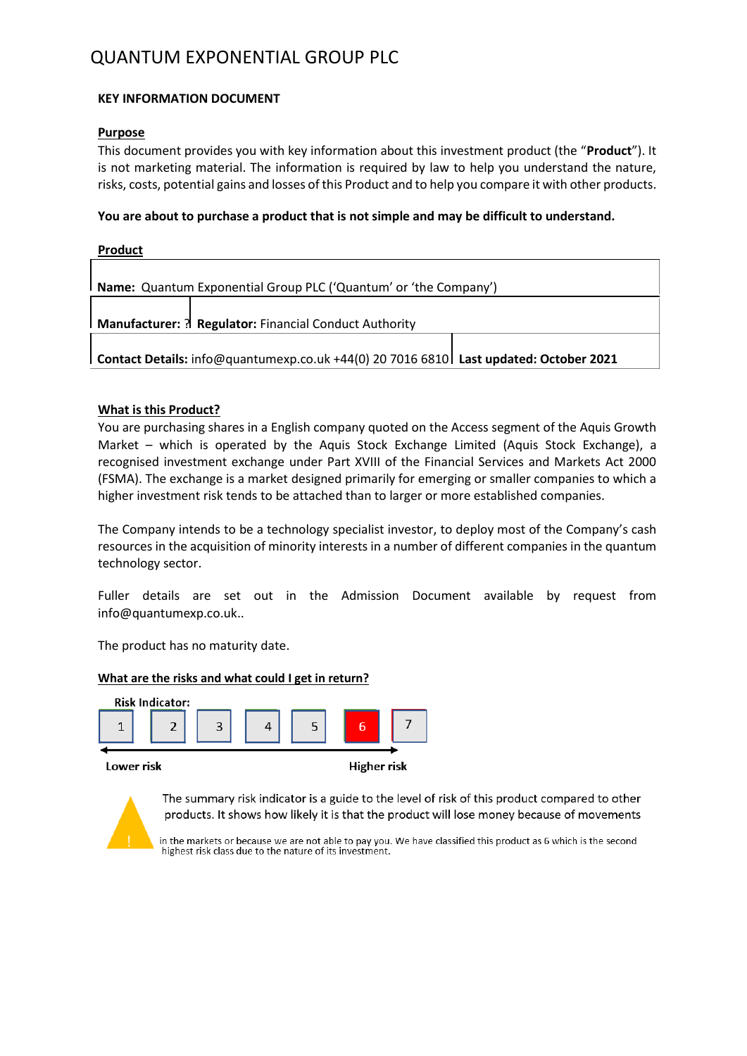# QUANTUM EXPONENTIAL GROUP PLC

**KEY INFORMATION DOCUMENT**

**Purpose**

This document provides you with key information about this investment product (the "**Product**"). It is not marketing material. The information is required by law to help you understand the nature, risks, costs, potential gains and losses of this Product and to help you compare it with other products.

**You are about to purchase a product that is not simple and may be difficult to understand.**

**Product**

| **Name:** Quantum Exponential Group PLC ('Quantum' or 'the Company') | |
|---|---|
| **Manufacturer:** ? | **Regulator:** Financial Conduct Authority |
| **Contact Details:** info@quantumexp.co.uk +44(0) 20 7016 6810 | **Last updated: October 2021** |

**What is this Product?**

You are purchasing shares in a English company quoted on the Access segment of the Aquis Growth Market – which is operated by the Aquis Stock Exchange Limited (Aquis Stock Exchange), a recognised investment exchange under Part XVIII of the Financial Services and Markets Act 2000 (FSMA). The exchange is a market designed primarily for emerging or smaller companies to which a higher investment risk tends to be attached than to larger or more established companies.

The Company intends to be a technology specialist investor, to deploy most of the Company's cash resources in the acquisition of minority interests in a number of different companies in the quantum technology sector.

Fuller details are set out in the Admission Document available by request from info@quantumexp.co.uk..

The product has no maturity date.

**What are the risks and what could I get in return?**

**Risk Indicator:**

| 1 | 2 | 3 | 4 | 5 | **6** | 7 |
|---|---|---|---|---|---|---|

**Lower risk** ← → **Higher risk**

The summary risk indicator is a guide to the level of risk of this product compared to other products. It shows how likely it is that the product will lose money because of movements in the markets or because we are not able to pay you. We have classified this product as 6 which is the second highest risk class due to the nature of its investment.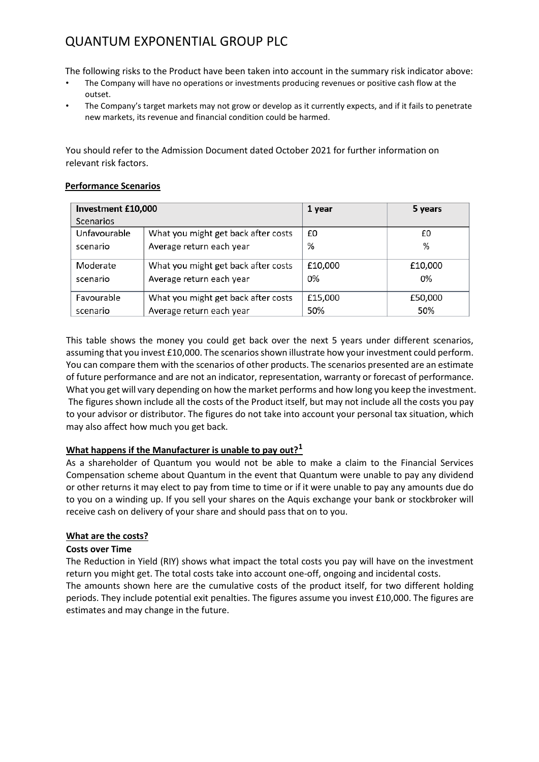The following risks to the Product have been taken into account in the summary risk indicator above:

- The Company will have no operations or investments producing revenues or positive cash flow at the outset.
- The Company's target markets may not grow or develop as it currently expects, and if it fails to penetrate new markets, its revenue and financial condition could be harmed.

You should refer to the Admission Document dated October 2021 for further information on relevant risk factors.

**Performance Scenarios**

| **Investment £10,000** Scenarios | | **1 year** | **5 years** |
|---|---|---|---|
| Unfavourable scenario | What you might get back after costs | £0 | £0 |
| | Average return each year | % | % |
| Moderate scenario | What you might get back after costs | £10,000 | £10,000 |
| | Average return each year | 0% | 0% |
| Favourable scenario | What you might get back after costs | £15,000 | £50,000 |
| | Average return each year | 50% | 50% |

This table shows the money you could get back over the next 5 years under different scenarios, assuming that you invest £10,000. The scenarios shown illustrate how your investment could perform. You can compare them with the scenarios of other products. The scenarios presented are an estimate of future performance and are not an indicator, representation, warranty or forecast of performance. What you get will vary depending on how the market performs and how long you keep the investment. The figures shown include all the costs of the Product itself, but may not include all the costs you pay to your advisor or distributor. The figures do not take into account your personal tax situation, which may also affect how much you get back.

**What happens if the Manufacturer is unable to pay out?[1]**

As a shareholder of Quantum you would not be able to make a claim to the Financial Services Compensation scheme about Quantum in the event that Quantum were unable to pay any dividend or other returns it may elect to pay from time to time or if it were unable to pay any amounts due do to you on a winding up. If you sell your shares on the Aquis exchange your bank or stockbroker will receive cash on delivery of your share and should pass that on to you.

**What are the costs?**

**Costs over Time**

The Reduction in Yield (RIY) shows what impact the total costs you pay will have on the investment return you might get. The total costs take into account one-off, ongoing and incidental costs.
The amounts shown here are the cumulative costs of the product itself, for two different holding periods. They include potential exit penalties. The figures assume you invest £10,000. The figures are estimates and may change in the future.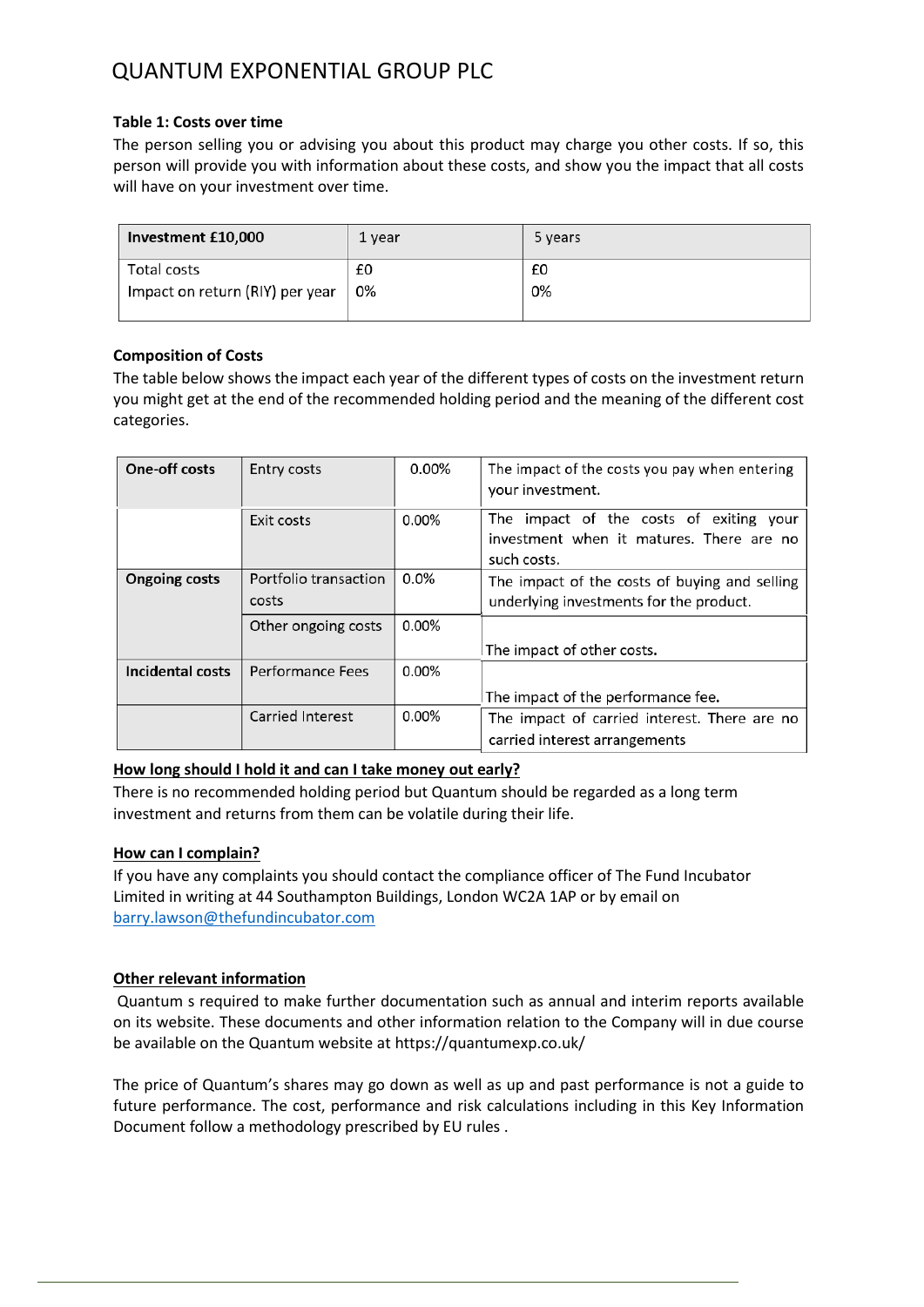# QUANTUM EXPONENTIAL GROUP PLC

**Table 1: Costs over time**

The person selling you or advising you about this product may charge you other costs. If so, this person will provide you with information about these costs, and show you the impact that all costs will have on your investment over time.

| Investment £10,000 | 1 year | 5 years |
|---|---|---|
| Total costs<br>Impact on return (RIY) per year | £0<br>0% | £0<br>0% |

**Composition of Costs**

The table below shows the impact each year of the different types of costs on the investment return you might get at the end of the recommended holding period and the meaning of the different cost categories.

| | | | |
|---|---|---|---|
| **One-off costs** | Entry costs | 0.00% | The impact of the costs you pay when entering your investment. |
| | Exit costs | 0.00% | The impact of the costs of exiting your investment when it matures. There are no such costs. |
| **Ongoing costs** | Portfolio transaction costs | 0.0% | The impact of the costs of buying and selling underlying investments for the product. |
| | Other ongoing costs | 0.00% | The impact of other costs. |
| **Incidental costs** | Performance Fees | 0.00% | The impact of the performance fee. |
| | Carried Interest | 0.00% | The impact of carried interest. There are no carried interest arrangements |

**How long should I hold it and can I take money out early?**

There is no recommended holding period but Quantum should be regarded as a long term investment and returns from them can be volatile during their life.

**How can I complain?**

If you have any complaints you should contact the compliance officer of The Fund Incubator Limited in writing at 44 Southampton Buildings, London WC2A 1AP or by email on barry.lawson@thefundincubator.com

**Other relevant information**

Quantum s required to make further documentation such as annual and interim reports available on its website. These documents and other information relation to the Company will in due course be available on the Quantum website at https://quantumexp.co.uk/

The price of Quantum's shares may go down as well as up and past performance is not a guide to future performance. The cost, performance and risk calculations including in this Key Information Document follow a methodology prescribed by EU rules .